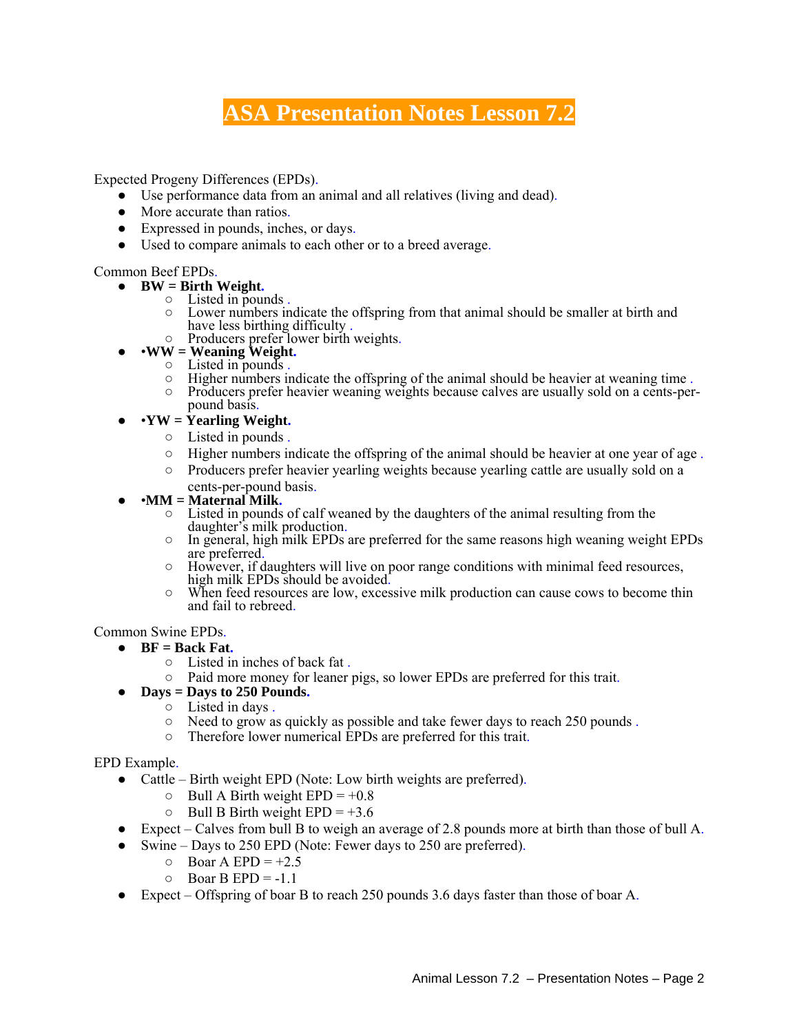# ASA Presentation Notes Lesson 7.2

Expected Progeny Differences (EPDs).

- Use performance data from an animal and all relatives (living and dead).
- More accurate than ratios.
- Expressed in pounds, inches, or days.
- Used to compare animals to each other or to a breed average.

Common Beef EPDs.

- **BW = Birth Weight.**
  - Listed in pounds .
  - Lower numbers indicate the offspring from that animal should be smaller at birth and have less birthing difficulty .
  - Producers prefer lower birth weights.
- **•WW = Weaning Weight.**
  - Listed in pounds .
  - Higher numbers indicate the offspring of the animal should be heavier at weaning time .
  - Producers prefer heavier weaning weights because calves are usually sold on a cents-per-pound basis.
- **•YW = Yearling Weight.**
  - Listed in pounds .
  - Higher numbers indicate the offspring of the animal should be heavier at one year of age .
  - Producers prefer heavier yearling weights because yearling cattle are usually sold on a cents-per-pound basis.
- **•MM = Maternal Milk.**
  - Listed in pounds of calf weaned by the daughters of the animal resulting from the daughter's milk production.
  - In general, high milk EPDs are preferred for the same reasons high weaning weight EPDs are preferred.
  - However, if daughters will live on poor range conditions with minimal feed resources, high milk EPDs should be avoided.
  - When feed resources are low, excessive milk production can cause cows to become thin and fail to rebreed.

Common Swine EPDs.

- **BF = Back Fat.**
  - Listed in inches of back fat .
  - Paid more money for leaner pigs, so lower EPDs are preferred for this trait.
- **Days = Days to 250 Pounds.**
  - Listed in days .
  - Need to grow as quickly as possible and take fewer days to reach 250 pounds .
  - Therefore lower numerical EPDs are preferred for this trait.

EPD Example.

- Cattle – Birth weight EPD (Note: Low birth weights are preferred).
  - Bull A Birth weight EPD = +0.8
  - Bull B Birth weight EPD = +3.6
- Expect – Calves from bull B to weigh an average of 2.8 pounds more at birth than those of bull A.
- Swine – Days to 250 EPD (Note: Fewer days to 250 are preferred).
  - Boar A EPD = +2.5
  - Boar B EPD = -1.1
- Expect – Offspring of boar B to reach 250 pounds 3.6 days faster than those of boar A.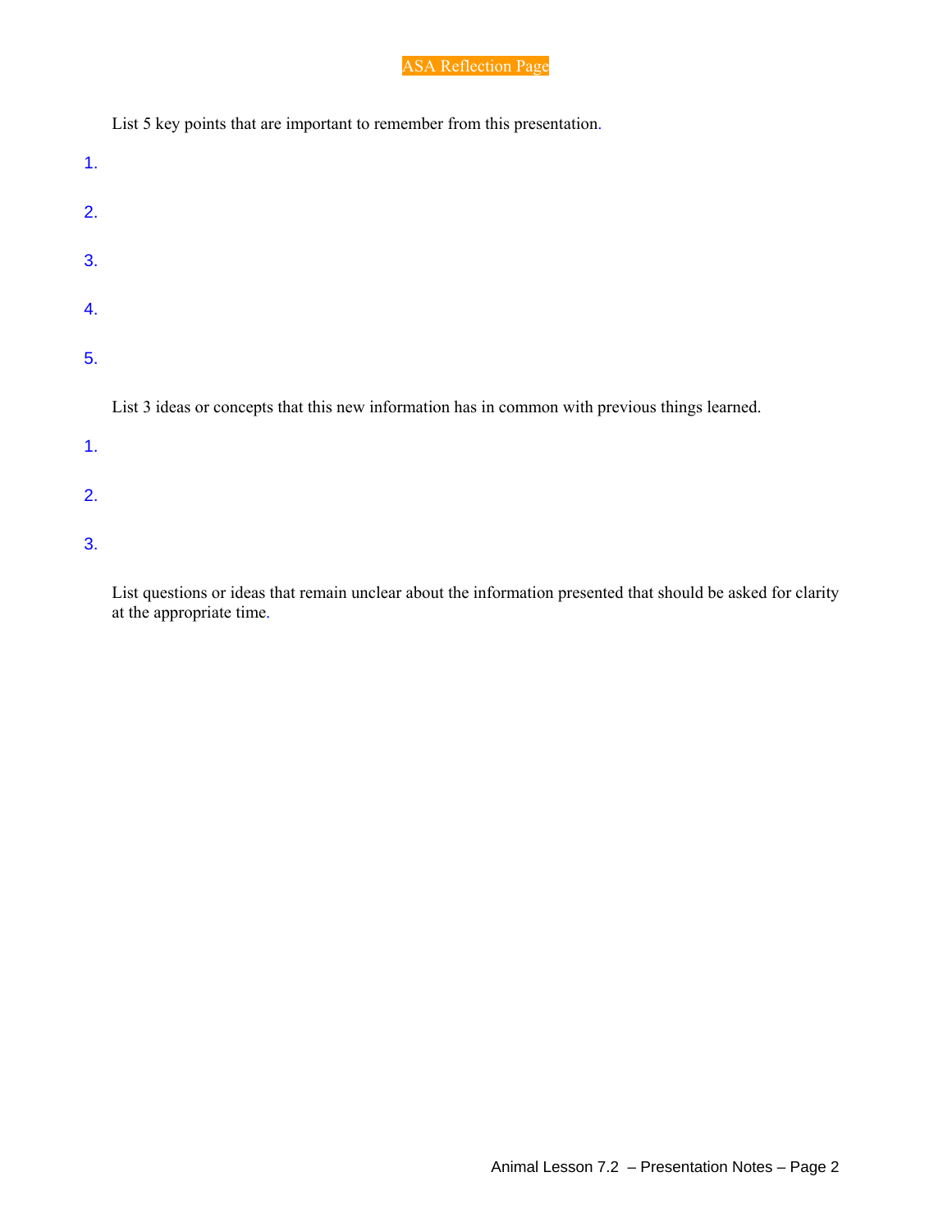# ASA Reflection Page

List 5 key points that are important to remember from this presentation.

1.

2.

3.

4.

5.

List 3 ideas or concepts that this new information has in common with previous things learned.

1.

2.

3.

List questions or ideas that remain unclear about the information presented that should be asked for clarity at the appropriate time.